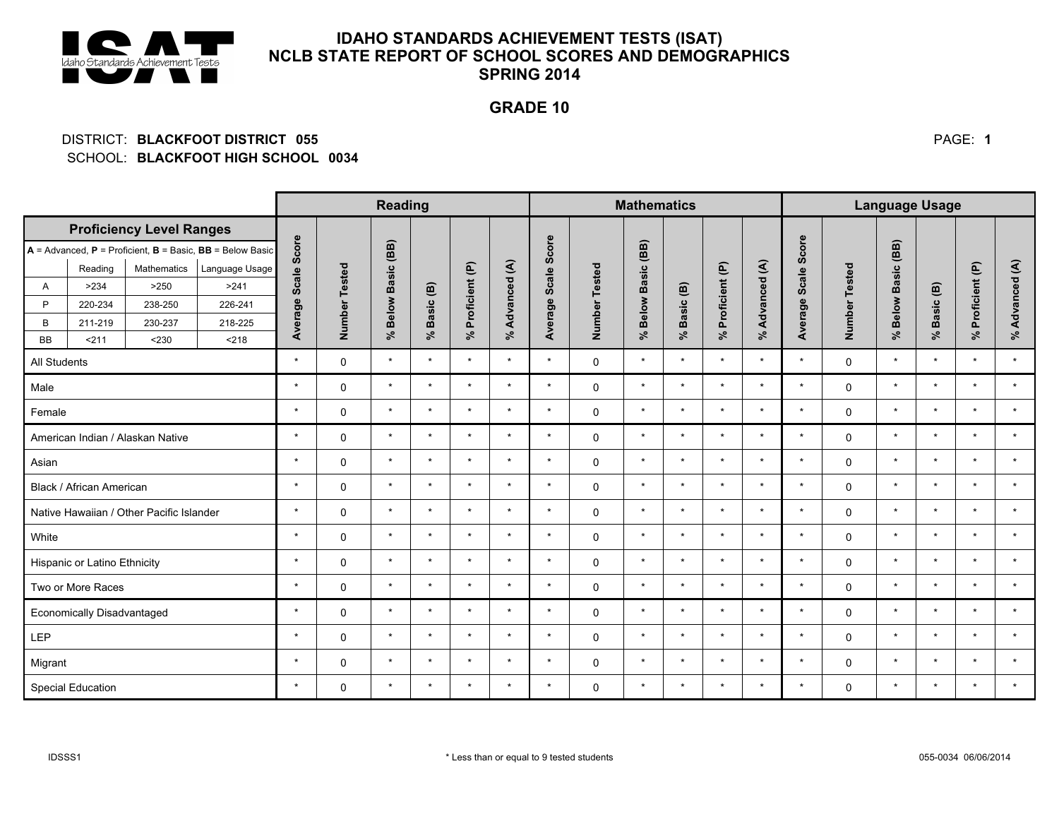# IDAHO STANDARDS ACHIEVEMENT TESTS (ISAT)
## NCLB STATE REPORT OF SCHOOL SCORES AND DEMOGRAPHICS
## SPRING 2014

## GRADE 10

DISTRICT: **BLACKFOOT DISTRICT 055**
SCHOOL: **BLACKFOOT HIGH SCHOOL 0034**

**Proficiency Level Ranges**

**A** = Advanced, **P** = Proficient, **B** = Basic, **BB** = Below Basic

| | Reading | Mathematics | Language Usage |
|---|---|---|---|
| A | >234 | >250 | >241 |
| P | 220-234 | 238-250 | 226-241 |
| B | 211-219 | 230-237 | 218-225 |
| BB | <211 | <230 | <218 |

| | Reading | | | | | | Mathematics | | | | | | Language Usage | | | | | |
|---|---|---|---|---|---|---|---|---|---|---|---|---|---|---|---|---|---|---|
| | Average Scale Score | Number Tested | % Below Basic (BB) | % Basic (B) | % Proficient (P) | % Advanced (A) | Average Scale Score | Number Tested | % Below Basic (BB) | % Basic (B) | % Proficient (P) | % Advanced (A) | Average Scale Score | Number Tested | % Below Basic (BB) | % Basic (B) | % Proficient (P) | % Advanced (A) |
| All Students | * | 0 | * | * | * | * | * | 0 | * | * | * | * | * | 0 | * | * | * | * |
| Male | * | 0 | * | * | * | * | * | 0 | * | * | * | * | * | 0 | * | * | * | * |
| Female | * | 0 | * | * | * | * | * | 0 | * | * | * | * | * | 0 | * | * | * | * |
| American Indian / Alaskan Native | * | 0 | * | * | * | * | * | 0 | * | * | * | * | * | 0 | * | * | * | * |
| Asian | * | 0 | * | * | * | * | * | 0 | * | * | * | * | * | 0 | * | * | * | * |
| Black / African American | * | 0 | * | * | * | * | * | 0 | * | * | * | * | * | 0 | * | * | * | * |
| Native Hawaiian / Other Pacific Islander | * | 0 | * | * | * | * | * | 0 | * | * | * | * | * | 0 | * | * | * | * |
| White | * | 0 | * | * | * | * | * | 0 | * | * | * | * | * | 0 | * | * | * | * |
| Hispanic or Latino Ethnicity | * | 0 | * | * | * | * | * | 0 | * | * | * | * | * | 0 | * | * | * | * |
| Two or More Races | * | 0 | * | * | * | * | * | 0 | * | * | * | * | * | 0 | * | * | * | * |
| Economically Disadvantaged | * | 0 | * | * | * | * | * | 0 | * | * | * | * | * | 0 | * | * | * | * |
| LEP | * | 0 | * | * | * | * | * | 0 | * | * | * | * | * | 0 | * | * | * | * |
| Migrant | * | 0 | * | * | * | * | * | 0 | * | * | * | * | * | 0 | * | * | * | * |
| Special Education | * | 0 | * | * | * | * | * | 0 | * | * | * | * | * | 0 | * | * | * | * |

IDSSS1

* Less than or equal to 9 tested students

055-0034 06/06/2014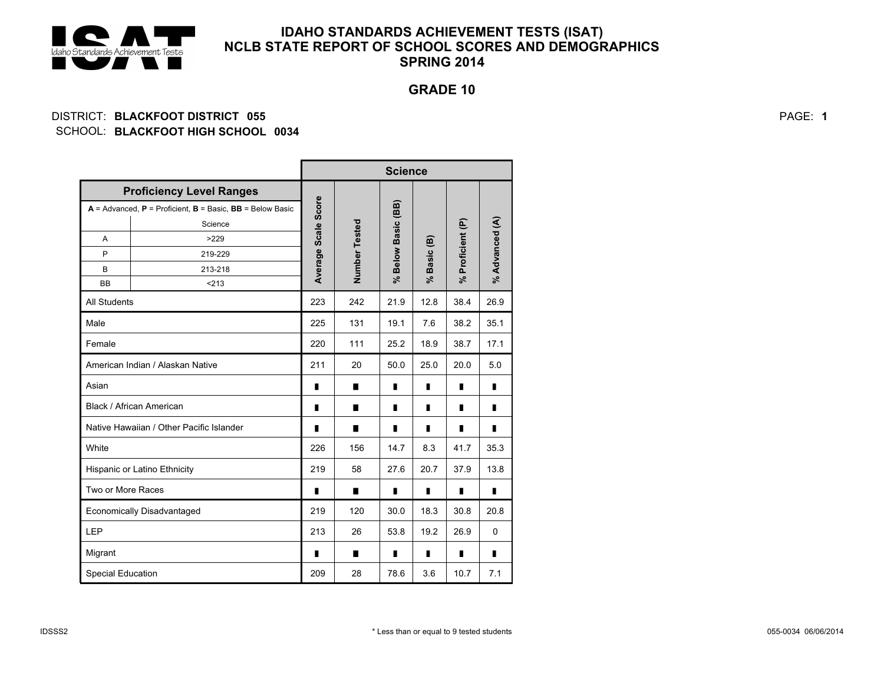# IDAHO STANDARDS ACHIEVEMENT TESTS (ISAT)
## NCLB STATE REPORT OF SCHOOL SCORES AND DEMOGRAPHICS
## SPRING 2014

## GRADE 10

DISTRICT: **BLACKFOOT DISTRICT 055**
SCHOOL: **BLACKFOOT HIGH SCHOOL 0034**

**Proficiency Level Ranges**

**A** = Advanced, **P** = Proficient, **B** = Basic, **BB** = Below Basic

| | Science |
|---|---|
| A | >229 |
| P | 219-229 |
| B | 213-218 |
| BB | <213 |

| | Science | | | | | |
|---|---|---|---|---|---|---|
| | Average Scale Score | Number Tested | % Below Basic (BB) | % Basic (B) | % Proficient (P) | % Advanced (A) |
| All Students | 223 | 242 | 21.9 | 12.8 | 38.4 | 26.9 |
| Male | 225 | 131 | 19.1 | 7.6 | 38.2 | 35.1 |
| Female | 220 | 111 | 25.2 | 18.9 | 38.7 | 17.1 |
| American Indian / Alaskan Native | 211 | 20 | 50.0 | 25.0 | 20.0 | 5.0 |
| Asian | * | * | * | * | * | * |
| Black / African American | * | * | * | * | * | * |
| Native Hawaiian / Other Pacific Islander | * | * | * | * | * | * |
| White | 226 | 156 | 14.7 | 8.3 | 41.7 | 35.3 |
| Hispanic or Latino Ethnicity | 219 | 58 | 27.6 | 20.7 | 37.9 | 13.8 |
| Two or More Races | * | * | * | * | * | * |
| Economically Disadvantaged | 219 | 120 | 30.0 | 18.3 | 30.8 | 20.8 |
| LEP | 213 | 26 | 53.8 | 19.2 | 26.9 | 0 |
| Migrant | * | * | * | * | * | * |
| Special Education | 209 | 28 | 78.6 | 3.6 | 10.7 | 7.1 |

\* Less than or equal to 9 tested students

IDSSS2 055-0034 06/06/2014